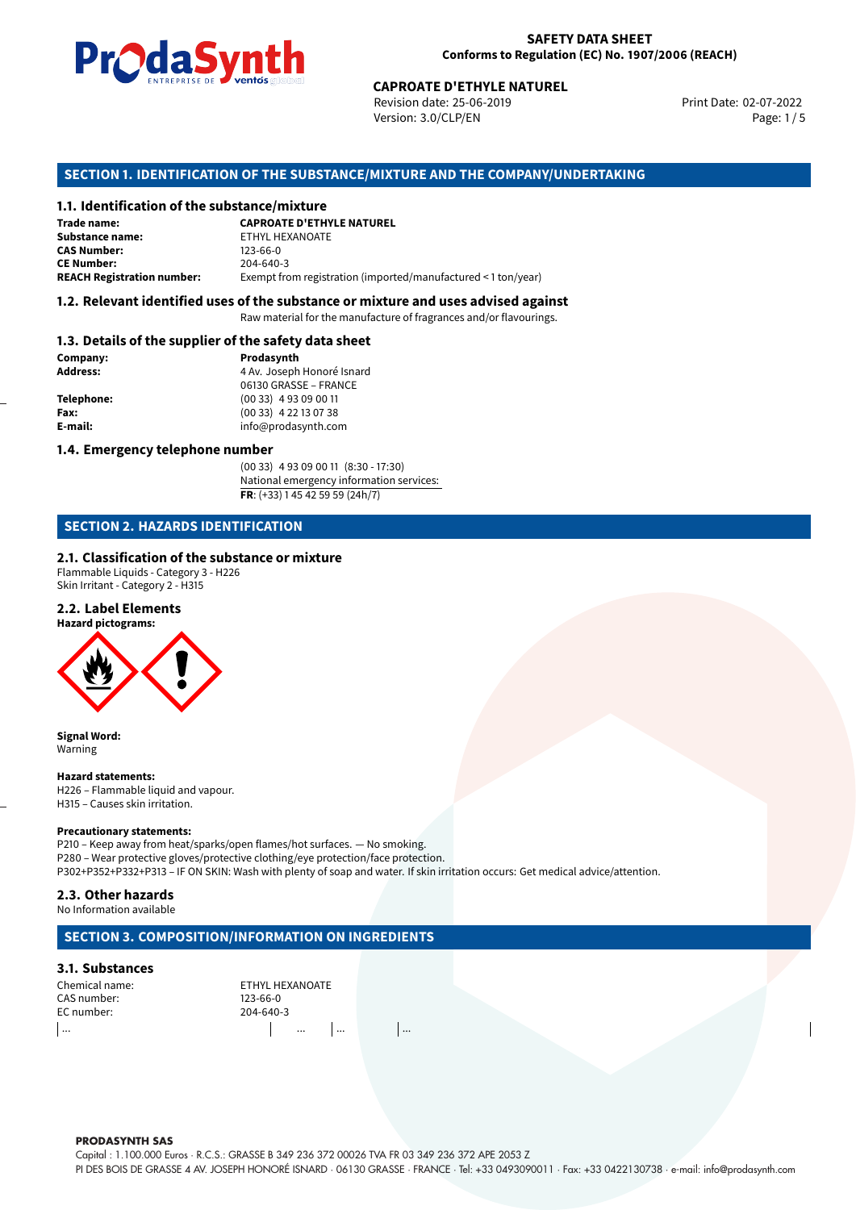**SAFETY DATA SHEET**
**Conforms to Regulation (EC) No. 1907/2006 (REACH)**

**CAPROATE D'ETHYLE NATUREL**
Revision date: 25-06-2019
Version: 3.0/CLP/EN
Print Date: 02-07-2022

## SECTION 1. IDENTIFICATION OF THE SUBSTANCE/MIXTURE AND THE COMPANY/UNDERTAKING

### 1.1. Identification of the substance/mixture

| | |
|---|---|
| **Trade name:** | **CAPROATE D'ETHYLE NATUREL** |
| **Substance name:** | ETHYL HEXANOATE |
| **CAS Number:** | 123-66-0 |
| **CE Number:** | 204-640-3 |
| **REACH Registration number:** | Exempt from registration (imported/manufactured < 1 ton/year) |

### 1.2. Relevant identified uses of the substance or mixture and uses advised against

Raw material for the manufacture of fragrances and/or flavourings.

### 1.3. Details of the supplier of the safety data sheet

| | |
|---|---|
| **Company:** | **Prodasynth** |
| **Address:** | 4 Av. Joseph Honoré Isnard<br>06130 GRASSE – FRANCE |
| **Telephone:** | (00 33) 4 93 09 00 11 |
| **Fax:** | (00 33) 4 22 13 07 38 |
| **E-mail:** | info@prodasynth.com |

### 1.4. Emergency telephone number

(00 33) 4 93 09 00 11 (8:30 - 17:30)
National emergency information services:
**FR**: (+33) 1 45 42 59 59 (24h/7)

## SECTION 2. HAZARDS IDENTIFICATION

### 2.1. Classification of the substance or mixture

Flammable Liquids - Category 3 - H226
Skin Irritant - Category 2 - H315

### 2.2. Label Elements

**Hazard pictograms:**

**Signal Word:**
Warning

**Hazard statements:**
H226 – Flammable liquid and vapour.
H315 – Causes skin irritation.

**Precautionary statements:**
P210 – Keep away from heat/sparks/open flames/hot surfaces. — No smoking.
P280 – Wear protective gloves/protective clothing/eye protection/face protection.
P302+P352+P332+P313 – IF ON SKIN: Wash with plenty of soap and water. If skin irritation occurs: Get medical advice/attention.

### 2.3. Other hazards

No Information available

## SECTION 3. COMPOSITION/INFORMATION ON INGREDIENTS

### 3.1. Substances

| | |
|---|---|
| Chemical name: | ETHYL HEXANOATE |
| CAS number: | 123-66-0 |
| EC number: | 204-640-3 |

| ... | ... | ... | ... |
|---|---|---|---|

**PRODASYNTH SAS**
Capital : 1.100.000 Euros · R.C.S.: GRASSE B 349 236 372 00026 TVA FR 03 349 236 372 APE 2053 Z
PI DES BOIS DE GRASSE 4 AV. JOSEPH HONORÉ ISNARD · 06130 GRASSE · FRANCE · Tel: +33 0493090011 · Fax: +33 0422130738 · e-mail: info@prodasynth.com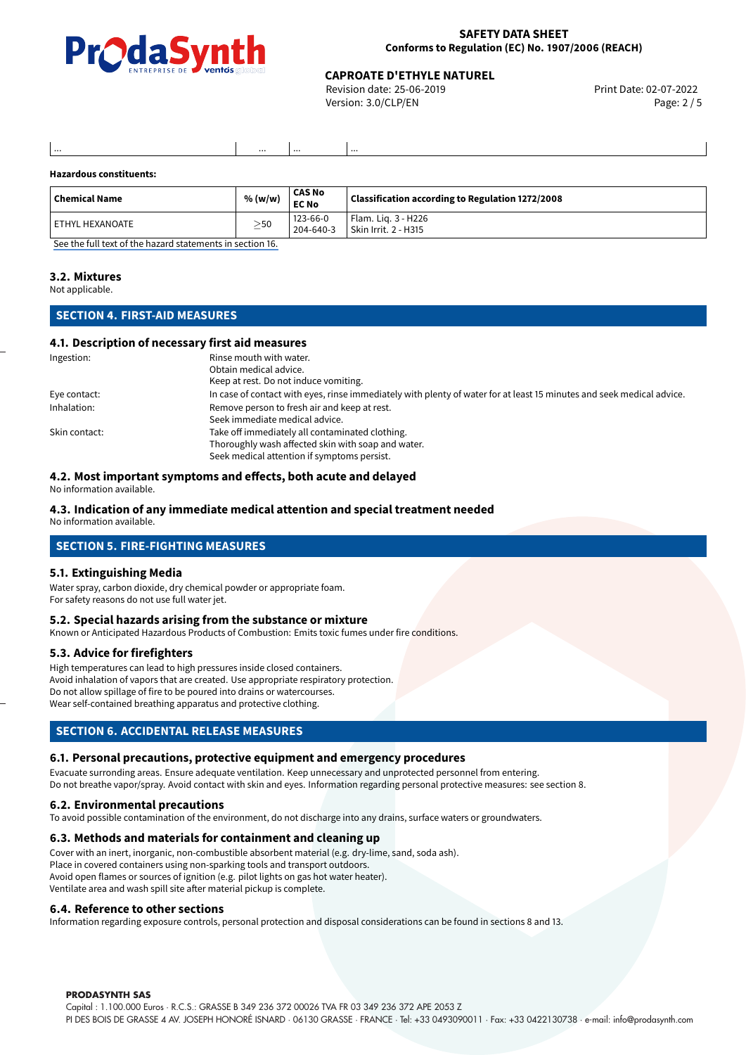| ... | ... | ... | ... |
|---|---|---|---|

**Hazardous constituents:**

| Chemical Name | % (w/w) | CAS No<br>EC No | Classification according to Regulation 1272/2008 |
|---|---|---|---|
| ETHYL HEXANOATE | ≥50 | 123-66-0<br>204-640-3 | Flam. Liq. 3 - H226<br>Skin Irrit. 2 - H315 |

See the full text of the hazard statements in section 16.

### 3.2. Mixtures

Not applicable.

## SECTION 4. FIRST-AID MEASURES

### 4.1. Description of necessary first aid measures

Ingestion:
Rinse mouth with water.
Obtain medical advice.
Keep at rest. Do not induce vomiting.

Eye contact:
In case of contact with eyes, rinse immediately with plenty of water for at least 15 minutes and seek medical advice.

Inhalation:
Remove person to fresh air and keep at rest.
Seek immediate medical advice.

Skin contact:
Take off immediately all contaminated clothing.
Thoroughly wash affected skin with soap and water.
Seek medical attention if symptoms persist.

### 4.2. Most important symptoms and effects, both acute and delayed

No information available.

### 4.3. Indication of any immediate medical attention and special treatment needed

No information available.

## SECTION 5. FIRE-FIGHTING MEASURES

### 5.1. Extinguishing Media

Water spray, carbon dioxide, dry chemical powder or appropriate foam.
For safety reasons do not use full water jet.

### 5.2. Special hazards arising from the substance or mixture

Known or Anticipated Hazardous Products of Combustion: Emits toxic fumes under fire conditions.

### 5.3. Advice for firefighters

High temperatures can lead to high pressures inside closed containers.
Avoid inhalation of vapors that are created. Use appropriate respiratory protection.
Do not allow spillage of fire to be poured into drains or watercourses.
Wear self-contained breathing apparatus and protective clothing.

## SECTION 6. ACCIDENTAL RELEASE MEASURES

### 6.1. Personal precautions, protective equipment and emergency procedures

Evacuate surronding areas. Ensure adequate ventilation. Keep unnecessary and unprotected personnel from entering.
Do not breathe vapor/spray. Avoid contact with skin and eyes. Information regarding personal protective measures: see section 8.

### 6.2. Environmental precautions

To avoid possible contamination of the environment, do not discharge into any drains, surface waters or groundwaters.

### 6.3. Methods and materials for containment and cleaning up

Cover with an inert, inorganic, non-combustible absorbent material (e.g. dry-lime, sand, soda ash).
Place in covered containers using non-sparking tools and transport outdoors.
Avoid open flames or sources of ignition (e.g. pilot lights on gas hot water heater).
Ventilate area and wash spill site after material pickup is complete.

### 6.4. Reference to other sections

Information regarding exposure controls, personal protection and disposal considerations can be found in sections 8 and 13.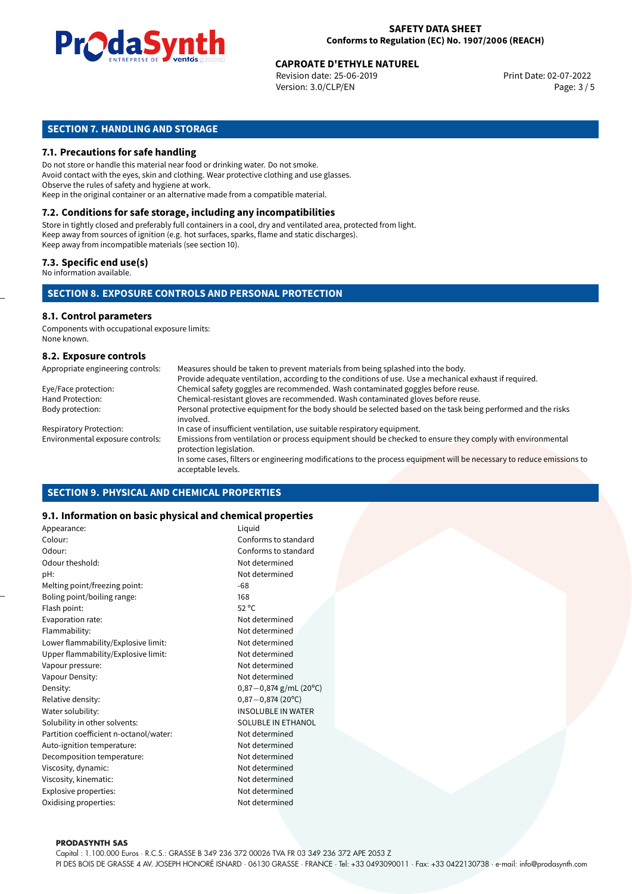## SECTION 7. HANDLING AND STORAGE

### 7.1. Precautions for safe handling

Do not store or handle this material near food or drinking water. Do not smoke.
Avoid contact with the eyes, skin and clothing. Wear protective clothing and use glasses.
Observe the rules of safety and hygiene at work.
Keep in the original container or an alternative made from a compatible material.

### 7.2. Conditions for safe storage, including any incompatibilities

Store in tightly closed and preferably full containers in a cool, dry and ventilated area, protected from light.
Keep away from sources of ignition (e.g. hot surfaces, sparks, flame and static discharges).
Keep away from incompatible materials (see section 10).

### 7.3. Specific end use(s)

No information available.

## SECTION 8. EXPOSURE CONTROLS AND PERSONAL PROTECTION

### 8.1. Control parameters

Components with occupational exposure limits:
None known.

### 8.2. Exposure controls

| | |
|---|---|
| Appropriate engineering controls: | Measures should be taken to prevent materials from being splashed into the body. Provide adequate ventilation, according to the conditions of use. Use a mechanical exhaust if required. |
| Eye/Face protection: | Chemical safety goggles are recommended. Wash contaminated goggles before reuse. |
| Hand Protection: | Chemical-resistant gloves are recommended. Wash contaminated gloves before reuse. |
| Body protection: | Personal protective equipment for the body should be selected based on the task being performed and the risks involved. |
| Respiratory Protection: | In case of insufficient ventilation, use suitable respiratory equipment. |
| Environmental exposure controls: | Emissions from ventilation or process equipment should be checked to ensure they comply with environmental protection legislation. In some cases, filters or engineering modifications to the process equipment will be necessary to reduce emissions to acceptable levels. |

## SECTION 9. PHYSICAL AND CHEMICAL PROPERTIES

### 9.1. Information on basic physical and chemical properties

| | |
|---|---|
| Appearance: | Liquid |
| Colour: | Conforms to standard |
| Odour: | Conforms to standard |
| Odour theshold: | Not determined |
| pH: | Not determined |
| Melting point/freezing point: | -68 |
| Boling point/boiling range: | 168 |
| Flash point: | 52 °C |
| Evaporation rate: | Not determined |
| Flammability: | Not determined |
| Lower flammability/Explosive limit: | Not determined |
| Upper flammability/Explosive limit: | Not determined |
| Vapour pressure: | Not determined |
| Vapour Density: | Not determined |
| Density: | 0,87−0,874 g/mL (20°C) |
| Relative density: | 0,87−0,874 (20°C) |
| Water solubility: | INSOLUBLE IN WATER |
| Solubility in other solvents: | SOLUBLE IN ETHANOL |
| Partition coefficient n-octanol/water: | Not determined |
| Auto-ignition temperature: | Not determined |
| Decomposition temperature: | Not determined |
| Viscosity, dynamic: | Not determined |
| Viscosity, kinematic: | Not determined |
| Explosive properties: | Not determined |
| Oxidising properties: | Not determined |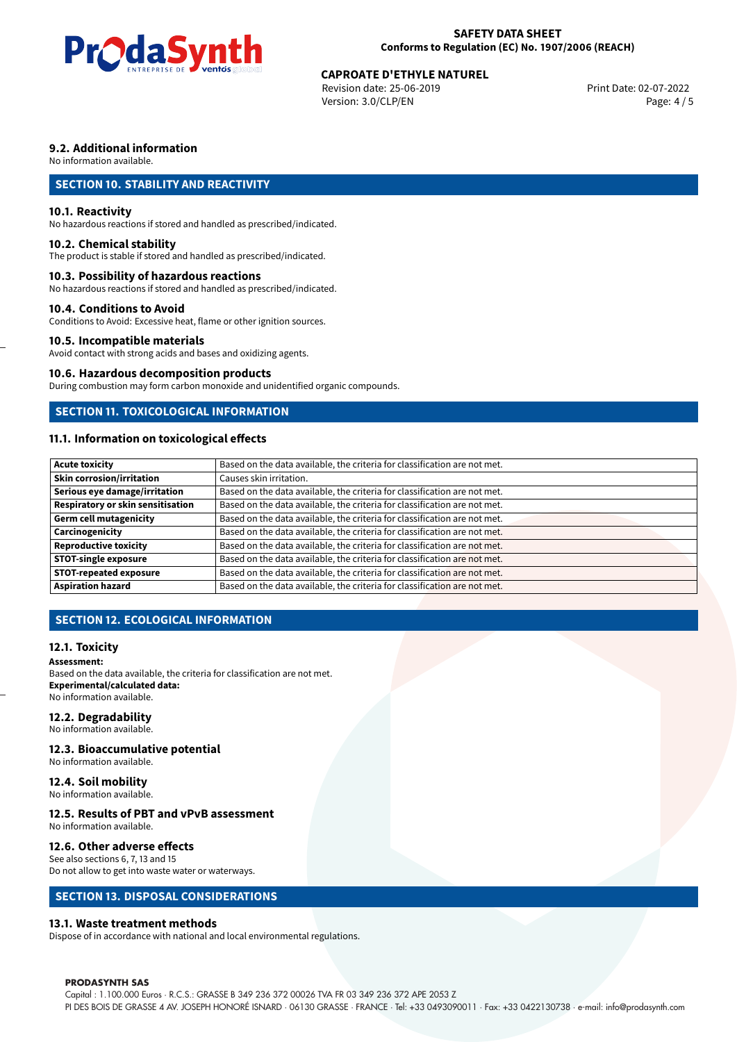### 9.2. Additional information

No information available.

## SECTION 10. STABILITY AND REACTIVITY

### 10.1. Reactivity

No hazardous reactions if stored and handled as prescribed/indicated.

### 10.2. Chemical stability

The product is stable if stored and handled as prescribed/indicated.

### 10.3. Possibility of hazardous reactions

No hazardous reactions if stored and handled as prescribed/indicated.

### 10.4. Conditions to Avoid

Conditions to Avoid: Excessive heat, flame or other ignition sources.

### 10.5. Incompatible materials

Avoid contact with strong acids and bases and oxidizing agents.

### 10.6. Hazardous decomposition products

During combustion may form carbon monoxide and unidentified organic compounds.

## SECTION 11. TOXICOLOGICAL INFORMATION

### 11.1. Information on toxicological effects

| | |
|---|---|
| **Acute toxicity** | Based on the data available, the criteria for classification are not met. |
| **Skin corrosion/irritation** | Causes skin irritation. |
| **Serious eye damage/irritation** | Based on the data available, the criteria for classification are not met. |
| **Respiratory or skin sensitisation** | Based on the data available, the criteria for classification are not met. |
| **Germ cell mutagenicity** | Based on the data available, the criteria for classification are not met. |
| **Carcinogenicity** | Based on the data available, the criteria for classification are not met. |
| **Reproductive toxicity** | Based on the data available, the criteria for classification are not met. |
| **STOT-single exposure** | Based on the data available, the criteria for classification are not met. |
| **STOT-repeated exposure** | Based on the data available, the criteria for classification are not met. |
| **Aspiration hazard** | Based on the data available, the criteria for classification are not met. |

## SECTION 12. ECOLOGICAL INFORMATION

### 12.1. Toxicity

**Assessment:**
Based on the data available, the criteria for classification are not met.
**Experimental/calculated data:**
No information available.

### 12.2. Degradability

No information available.

### 12.3. Bioaccumulative potential

No information available.

### 12.4. Soil mobility

No information available.

### 12.5. Results of PBT and vPvB assessment

No information available.

### 12.6. Other adverse effects

See also sections 6, 7, 13 and 15
Do not allow to get into waste water or waterways.

## SECTION 13. DISPOSAL CONSIDERATIONS

### 13.1. Waste treatment methods

Dispose of in accordance with national and local environmental regulations.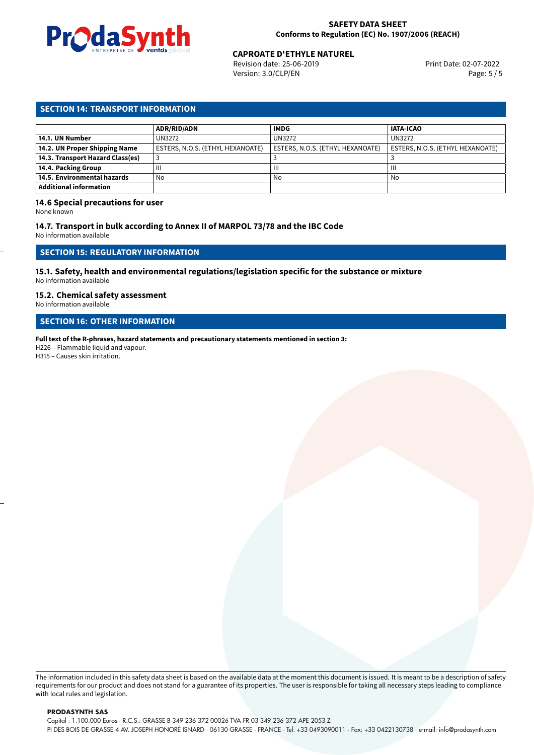## SECTION 14: TRANSPORT INFORMATION

| | ADR/RID/ADN | IMDG | IATA-ICAO |
|---|---|---|---|
| **14.1. UN Number** | UN3272 | UN3272 | UN3272 |
| **14.2. UN Proper Shipping Name** | ESTERS, N.O.S. (ETHYL HEXANOATE) | ESTERS, N.O.S. (ETHYL HEXANOATE) | ESTERS, N.O.S. (ETHYL HEXANOATE) |
| **14.3. Transport Hazard Class(es)** | 3 | 3 | 3 |
| **14.4. Packing Group** | III | III | III |
| **14.5. Environmental hazards** | No | No | No |
| **Additional information** | | | |

### 14.6 Special precautions for user

None known

### 14.7. Transport in bulk according to Annex II of MARPOL 73/78 and the IBC Code

No information available

## SECTION 15: REGULATORY INFORMATION

### 15.1. Safety, health and environmental regulations/legislation specific for the substance or mixture

No information available

### 15.2. Chemical safety assessment

No information available

## SECTION 16: OTHER INFORMATION

**Full text of the R-phrases, hazard statements and precautionary statements mentioned in section 3:**

H226 – Flammable liquid and vapour.
H315 – Causes skin irritation.

The information included in this safety data sheet is based on the available data at the moment this document is issued. It is meant to be a description of safety requirements for our product and does not stand for a guarantee of its properties. The user is responsible for taking all necessary steps leading to compliance with local rules and legislation.

**PRODASYNTH SAS**
Capital : 1.100.000 Euros · R.C.S.: GRASSE B 349 236 372 00026 TVA FR 03 349 236 372 APE 2053 Z
PI DES BOIS DE GRASSE 4 AV. JOSEPH HONORÉ ISNARD · 06130 GRASSE · FRANCE · Tel: +33 0493090011 · Fax: +33 0422130738 · e-mail: info@prodasynth.com